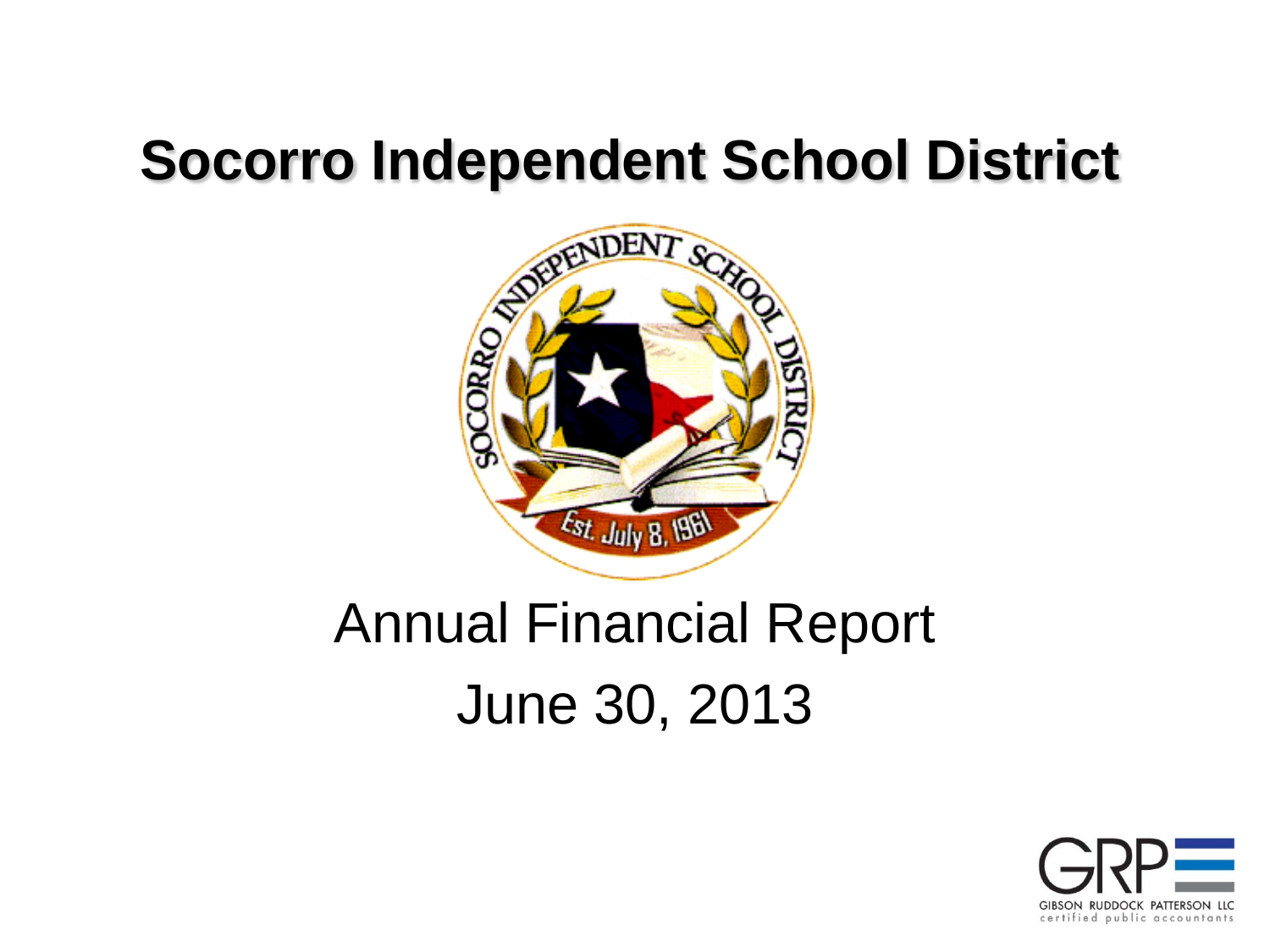# Socorro Independent School District

Annual Financial Report

June 30, 2013

GIBSON RUDDOCK PATTERSON LLC
certified public accountants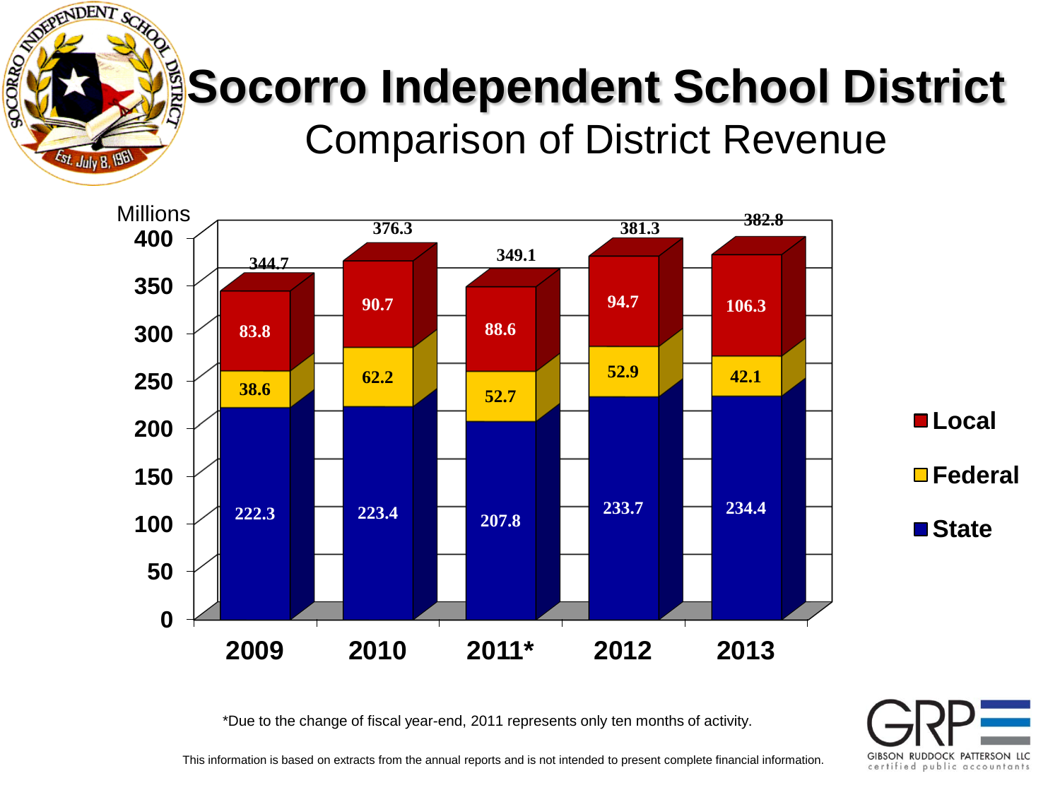# Socorro Independent School District

## Comparison of District Revenue

Millions

| | 2009 | 2010 | 2011* | 2012 | 2013 |
|---|---|---|---|---|---|
| Local | 83.8 | 90.7 | 88.6 | 94.7 | 106.3 |
| Federal | 38.6 | 62.2 | 52.7 | 52.9 | 42.1 |
| State | 222.3 | 223.4 | 207.8 | 233.7 | 234.4 |
| Total | 344.7 | 376.3 | 349.1 | 381.3 | 382.8 |

*Due to the change of fiscal year-end, 2011 represents only ten months of activity.

This information is based on extracts from the annual reports and is not intended to present complete financial information.

GRP GIBSON RUDDOCK PATTERSON LLC certified public accountants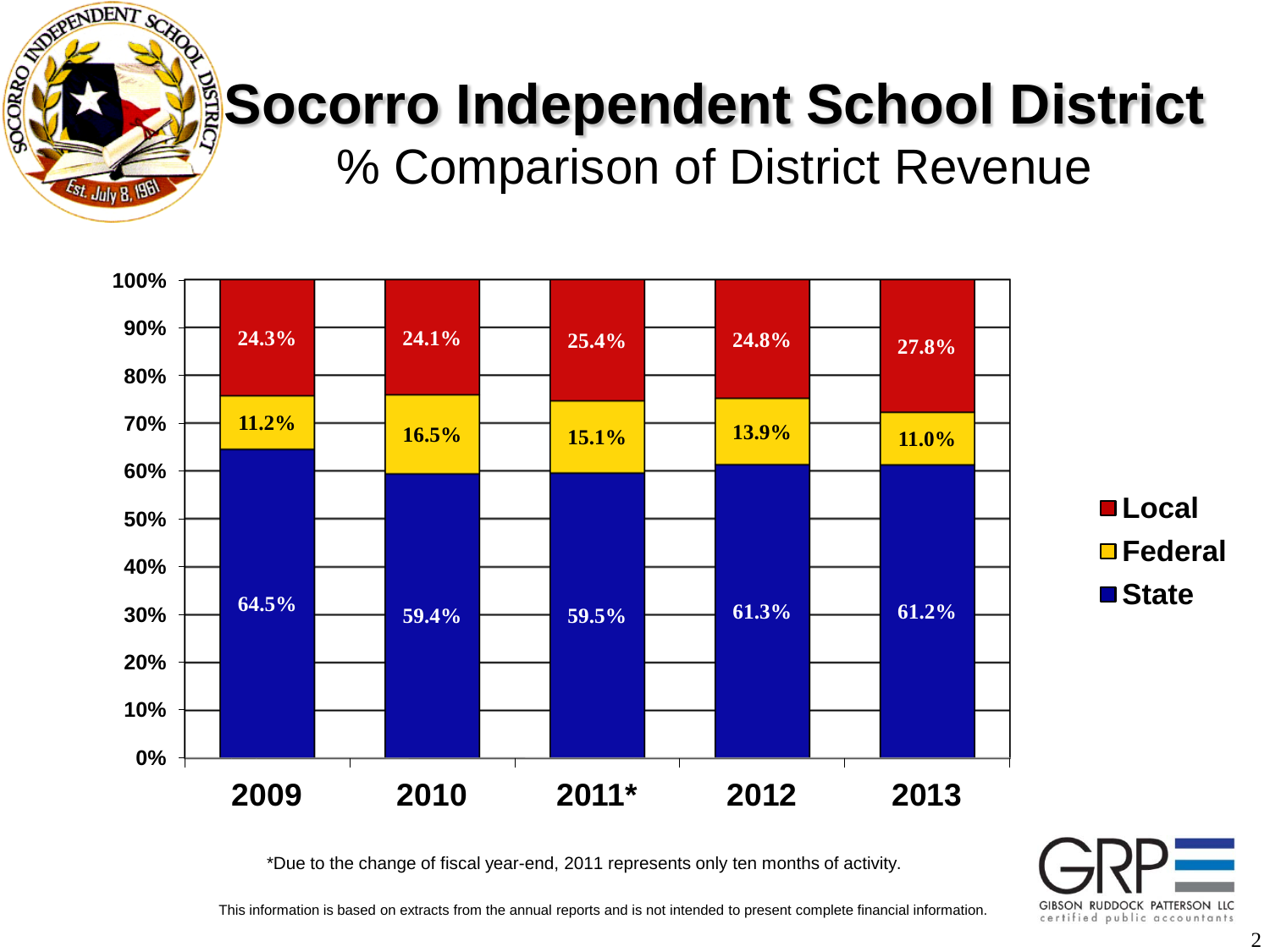# Socorro Independent School District

## % Comparison of District Revenue

| | 2009 | 2010 | 2011* | 2012 | 2013 |
|---|---|---|---|---|---|
| Local | 24.3% | 24.1% | 25.4% | 24.8% | 27.8% |
| Federal | 11.2% | 16.5% | 15.1% | 13.9% | 11.0% |
| State | 64.5% | 59.4% | 59.5% | 61.3% | 61.2% |

*Due to the change of fiscal year-end, 2011 represents only ten months of activity.

This information is based on extracts from the annual reports and is not intended to present complete financial information.

GRP
GIBSON RUDDOCK PATTERSON LLC
certified public accountants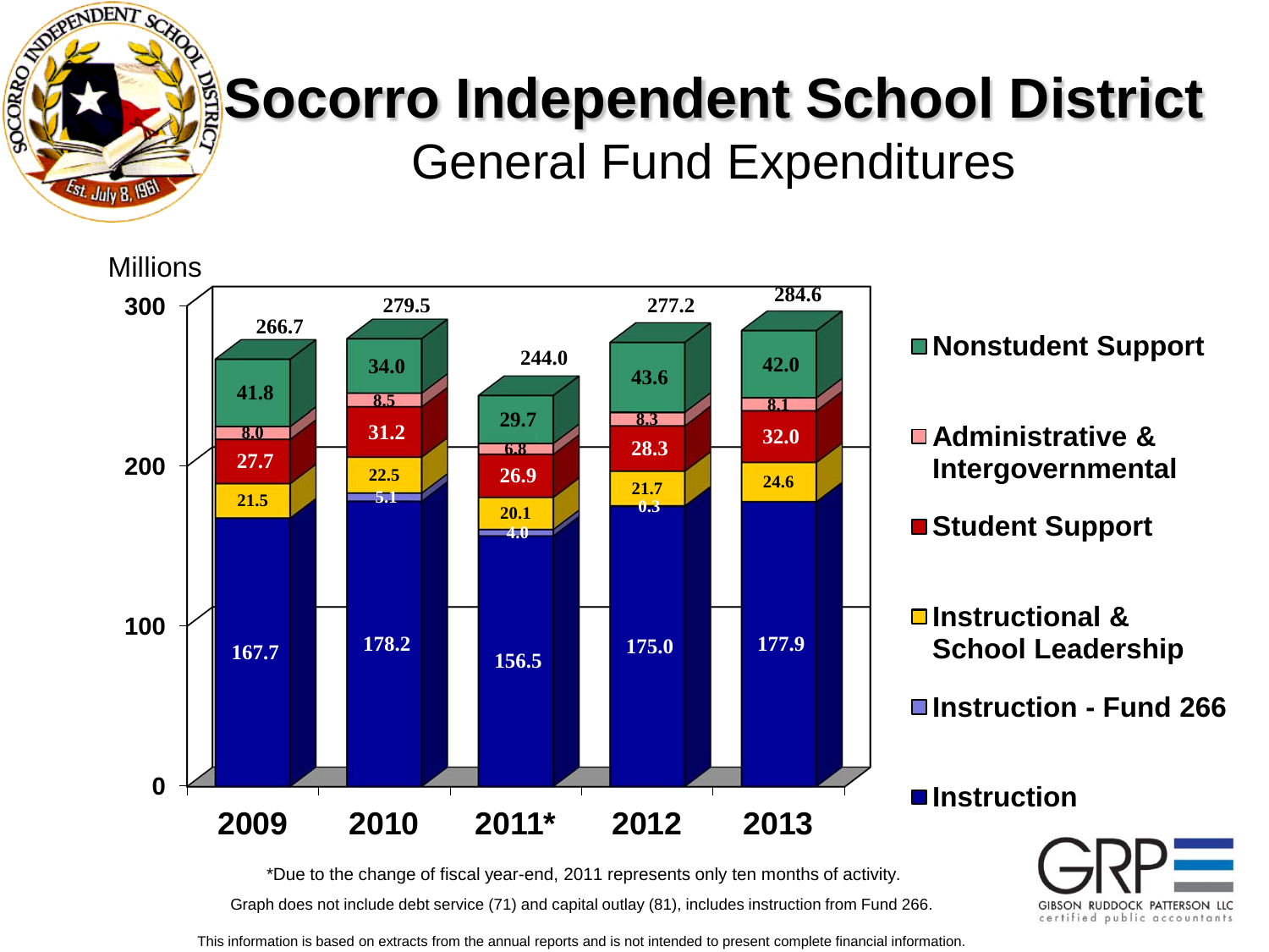# Socorro Independent School District

## General Fund Expenditures

Millions

| Category | 2009 | 2010 | 2011* | 2012 | 2013 |
| --- | --- | --- | --- | --- | --- |
| Nonstudent Support | 41.8 | 34.0 | 29.7 | 43.6 | 42.0 |
| Administrative & Intergovernmental | 8.0 | 8.5 | 6.8 | 8.3 | 8.1 |
| Student Support | 27.7 | 31.2 | 26.9 | 28.3 | 32.0 |
| Instructional & School Leadership | 21.5 | 22.5 | 20.1 | 21.7 | 24.6 |
| Instruction - Fund 266 | | 5.1 | 4.0 | 0.3 | |
| Instruction | 167.7 | 178.2 | 156.5 | 175.0 | 177.9 |
| **Total** | 266.7 | 279.5 | 244.0 | 277.2 | 284.6 |

*Due to the change of fiscal year-end, 2011 represents only ten months of activity.

Graph does not include debt service (71) and capital outlay (81), includes instruction from Fund 266.

GIBSON RUDDOCK PATTERSON LLC
certified public accountants

This information is based on extracts from the annual reports and is not intended to present complete financial information.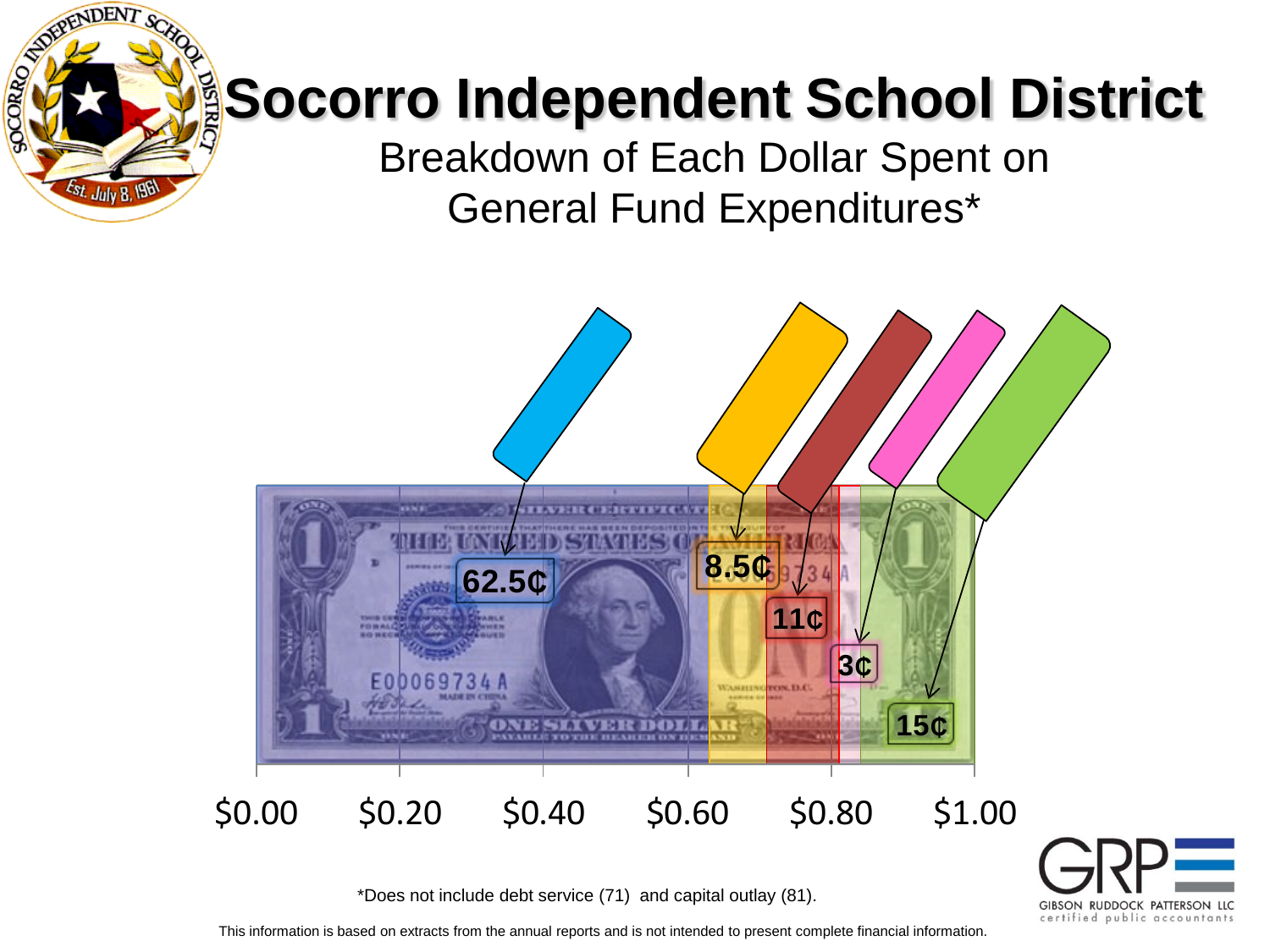# Socorro Independent School District

## Breakdown of Each Dollar Spent on General Fund Expenditures*

62.5¢

8.5¢

11¢

3¢

15¢

$0.00 $0.20 $0.40 $0.60 $0.80 $1.00

*Does not include debt service (71) and capital outlay (81).

This information is based on extracts from the annual reports and is not intended to present complete financial information.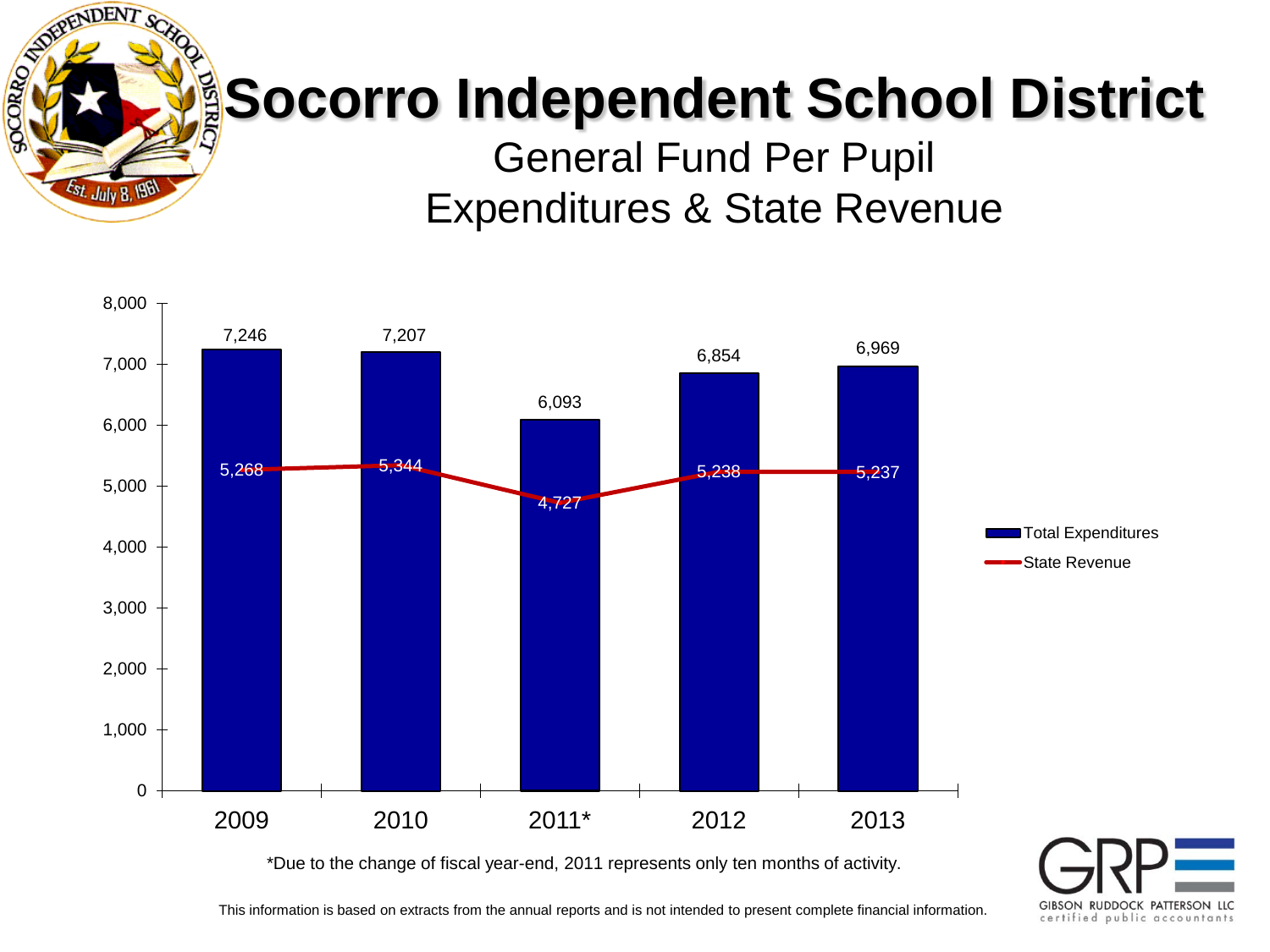# Socorro Independent School District

## General Fund Per Pupil Expenditures & State Revenue

| Year | Total Expenditures | State Revenue |
| --- | --- | --- |
| 2009 | 7,246 | 5,268 |
| 2010 | 7,207 | 5,344 |
| 2011* | 6,093 | 4,727 |
| 2012 | 6,854 | 5,238 |
| 2013 | 6,969 | 5,237 |

*Due to the change of fiscal year-end, 2011 represents only ten months of activity.

This information is based on extracts from the annual reports and is not intended to present complete financial information.

GIBSON RUDDOCK PATTERSON LLC
certified public accountants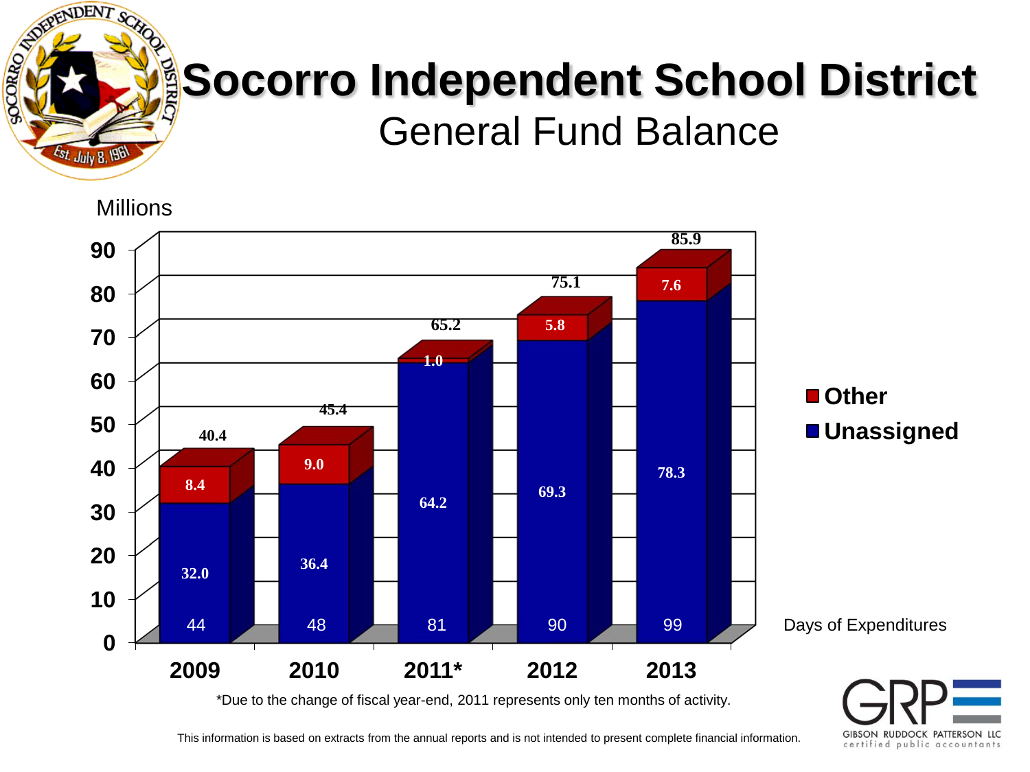# Socorro Independent School District

## General Fund Balance

Millions

| Year | Unassigned | Other | Total | Days of Expenditures |
|---|---|---|---|---|
| 2009 | 32.0 | 8.4 | 40.4 | 44 |
| 2010 | 36.4 | 9.0 | 45.4 | 48 |
| 2011* | 64.2 | 1.0 | 65.2 | 81 |
| 2012 | 69.3 | 5.8 | 75.1 | 90 |
| 2013 | 78.3 | 7.6 | 85.9 | 99 |

*Due to the change of fiscal year-end, 2011 represents only ten months of activity.

This information is based on extracts from the annual reports and is not intended to present complete financial information.

GRP
GIBSON RUDDOCK PATTERSON LLC
certified public accountants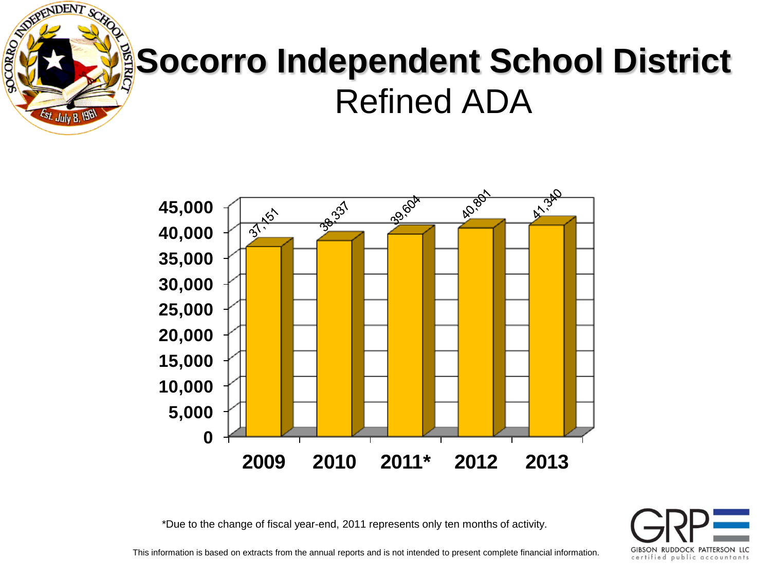# Socorro Independent School District

## Refined ADA

| Year | Refined ADA |
| --- | --- |
| 2009 | 37,151 |
| 2010 | 38,337 |
| 2011* | 39,604 |
| 2012 | 40,801 |
| 2013 | 41,340 |

*Due to the change of fiscal year-end, 2011 represents only ten months of activity.

This information is based on extracts from the annual reports and is not intended to present complete financial information.

GRP
GIBSON RUDDOCK PATTERSON LLC
certified public accountants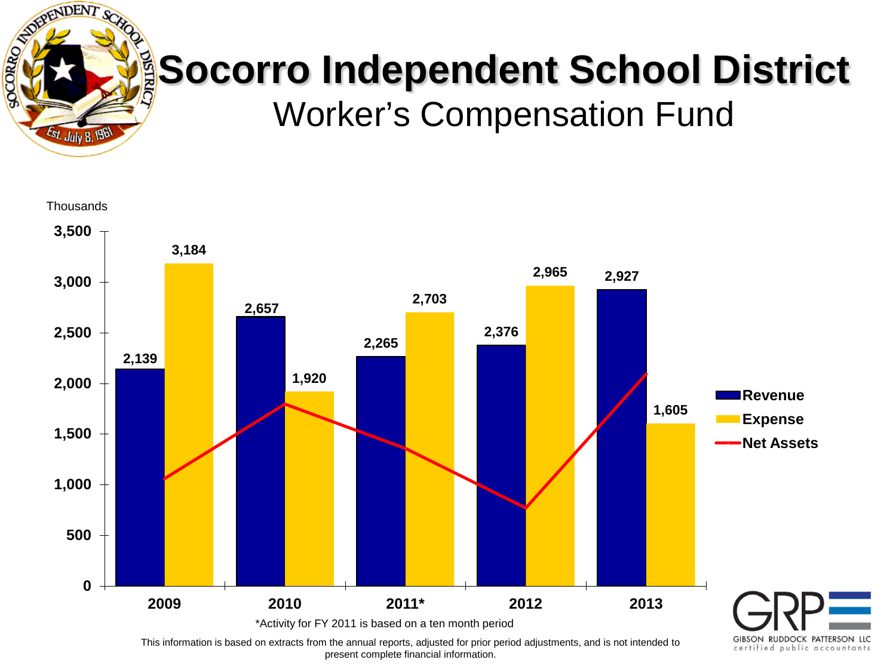# Socorro Independent School District

## Worker's Compensation Fund

Thousands

3,500
3,000
2,500
2,000
1,500
1,000
500
0

2,139
3,184
2,657
1,920
2,265
2,703
2,376
2,965
2,927
1,605

2009
2010
2011*
2012
2013

Revenue
Expense
Net Assets

*Activity for FY 2011 is based on a ten month period

This information is based on extracts from the annual reports, adjusted for prior period adjustments, and is not intended to present complete financial information.

GRP
GIBSON RUDDOCK PATTERSON LLC
certified public accountants